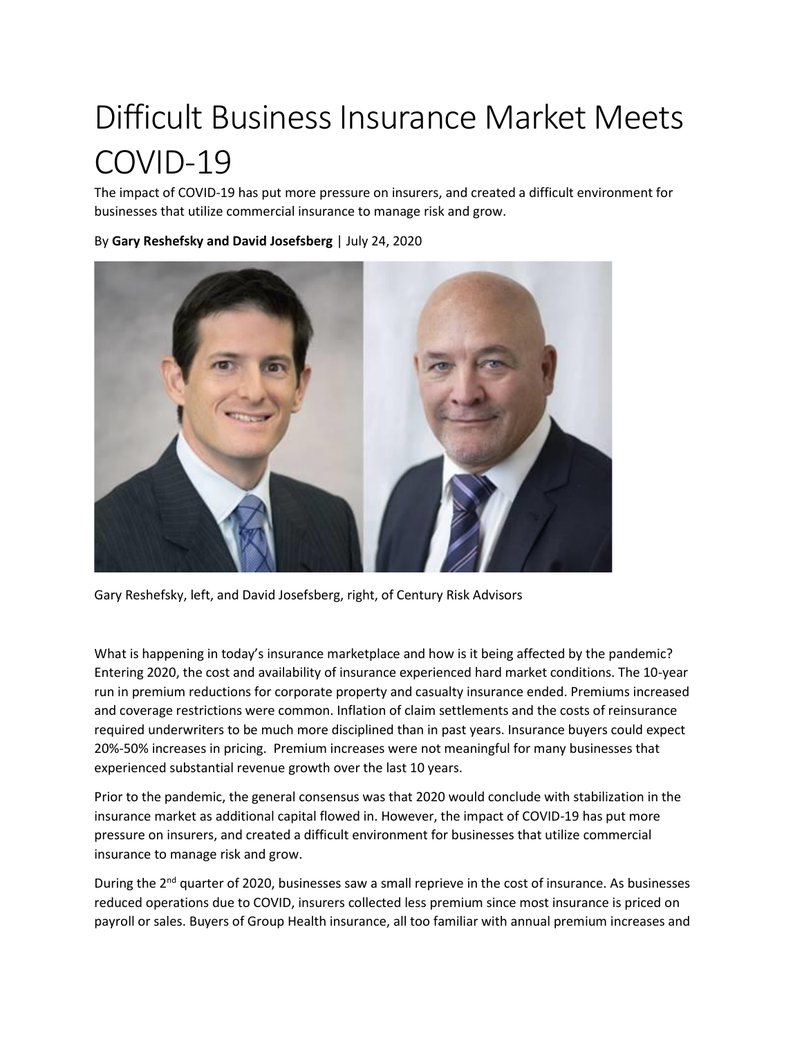# Difficult Business Insurance Market Meets COVID-19

The impact of COVID-19 has put more pressure on insurers, and created a difficult environment for businesses that utilize commercial insurance to manage risk and grow.

By **Gary Reshefsky and David Josefsberg** | July 24, 2020

Gary Reshefsky, left, and David Josefsberg, right, of Century Risk Advisors

What is happening in today's insurance marketplace and how is it being affected by the pandemic? Entering 2020, the cost and availability of insurance experienced hard market conditions. The 10-year run in premium reductions for corporate property and casualty insurance ended. Premiums increased and coverage restrictions were common. Inflation of claim settlements and the costs of reinsurance required underwriters to be much more disciplined than in past years. Insurance buyers could expect 20%-50% increases in pricing. Premium increases were not meaningful for many businesses that experienced substantial revenue growth over the last 10 years.

Prior to the pandemic, the general consensus was that 2020 would conclude with stabilization in the insurance market as additional capital flowed in. However, the impact of COVID-19 has put more pressure on insurers, and created a difficult environment for businesses that utilize commercial insurance to manage risk and grow.

During the 2nd quarter of 2020, businesses saw a small reprieve in the cost of insurance. As businesses reduced operations due to COVID, insurers collected less premium since most insurance is priced on payroll or sales. Buyers of Group Health insurance, all too familiar with annual premium increases and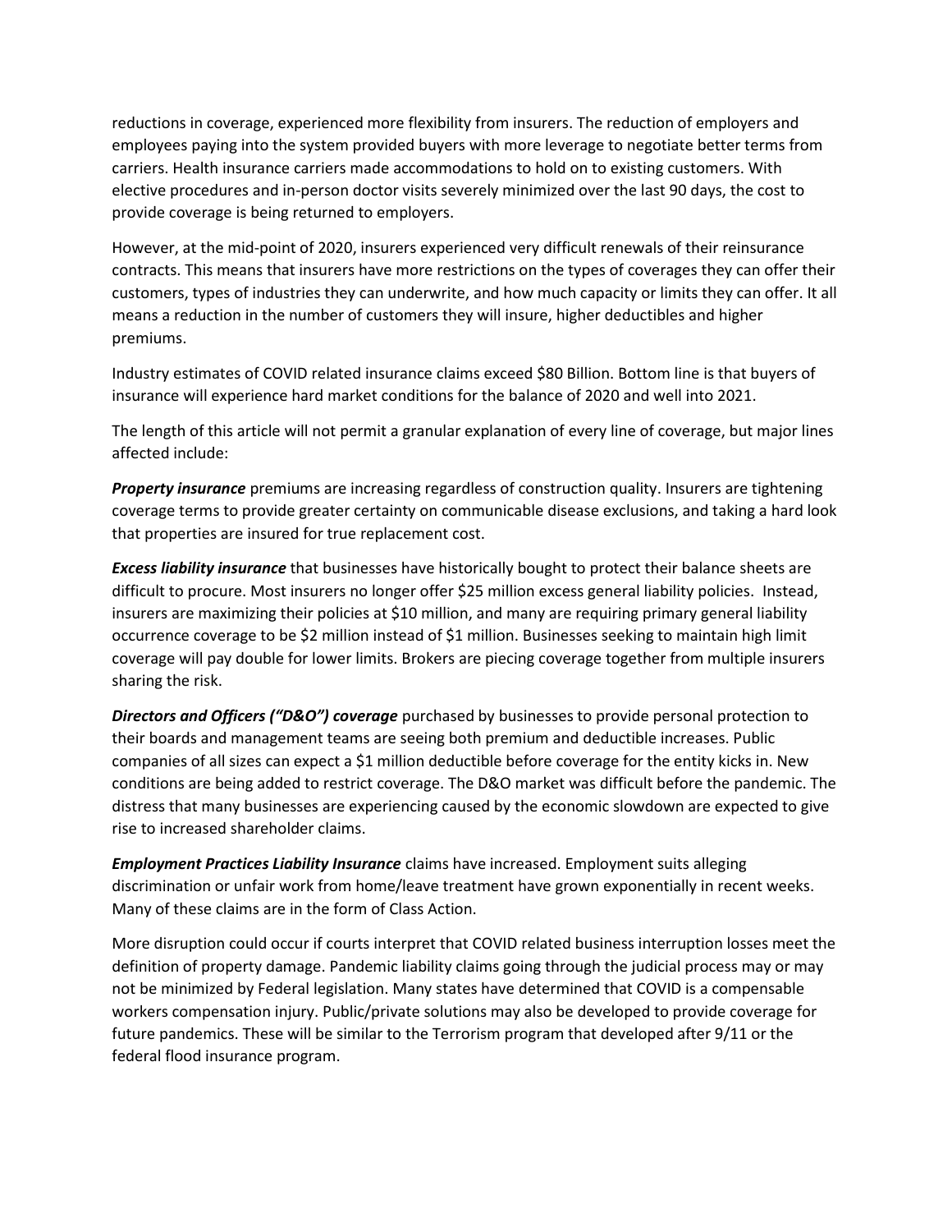reductions in coverage, experienced more flexibility from insurers. The reduction of employers and employees paying into the system provided buyers with more leverage to negotiate better terms from carriers. Health insurance carriers made accommodations to hold on to existing customers. With elective procedures and in-person doctor visits severely minimized over the last 90 days, the cost to provide coverage is being returned to employers.

However, at the mid-point of 2020, insurers experienced very difficult renewals of their reinsurance contracts. This means that insurers have more restrictions on the types of coverages they can offer their customers, types of industries they can underwrite, and how much capacity or limits they can offer. It all means a reduction in the number of customers they will insure, higher deductibles and higher premiums.

Industry estimates of COVID related insurance claims exceed $80 Billion. Bottom line is that buyers of insurance will experience hard market conditions for the balance of 2020 and well into 2021.

The length of this article will not permit a granular explanation of every line of coverage, but major lines affected include:

***Property insurance*** premiums are increasing regardless of construction quality. Insurers are tightening coverage terms to provide greater certainty on communicable disease exclusions, and taking a hard look that properties are insured for true replacement cost.

***Excess liability insurance*** that businesses have historically bought to protect their balance sheets are difficult to procure. Most insurers no longer offer $25 million excess general liability policies. Instead, insurers are maximizing their policies at $10 million, and many are requiring primary general liability occurrence coverage to be $2 million instead of $1 million. Businesses seeking to maintain high limit coverage will pay double for lower limits. Brokers are piecing coverage together from multiple insurers sharing the risk.

***Directors and Officers ("D&O") coverage*** purchased by businesses to provide personal protection to their boards and management teams are seeing both premium and deductible increases. Public companies of all sizes can expect a $1 million deductible before coverage for the entity kicks in. New conditions are being added to restrict coverage. The D&O market was difficult before the pandemic. The distress that many businesses are experiencing caused by the economic slowdown are expected to give rise to increased shareholder claims.

***Employment Practices Liability Insurance*** claims have increased. Employment suits alleging discrimination or unfair work from home/leave treatment have grown exponentially in recent weeks. Many of these claims are in the form of Class Action.

More disruption could occur if courts interpret that COVID related business interruption losses meet the definition of property damage. Pandemic liability claims going through the judicial process may or may not be minimized by Federal legislation. Many states have determined that COVID is a compensable workers compensation injury. Public/private solutions may also be developed to provide coverage for future pandemics. These will be similar to the Terrorism program that developed after 9/11 or the federal flood insurance program.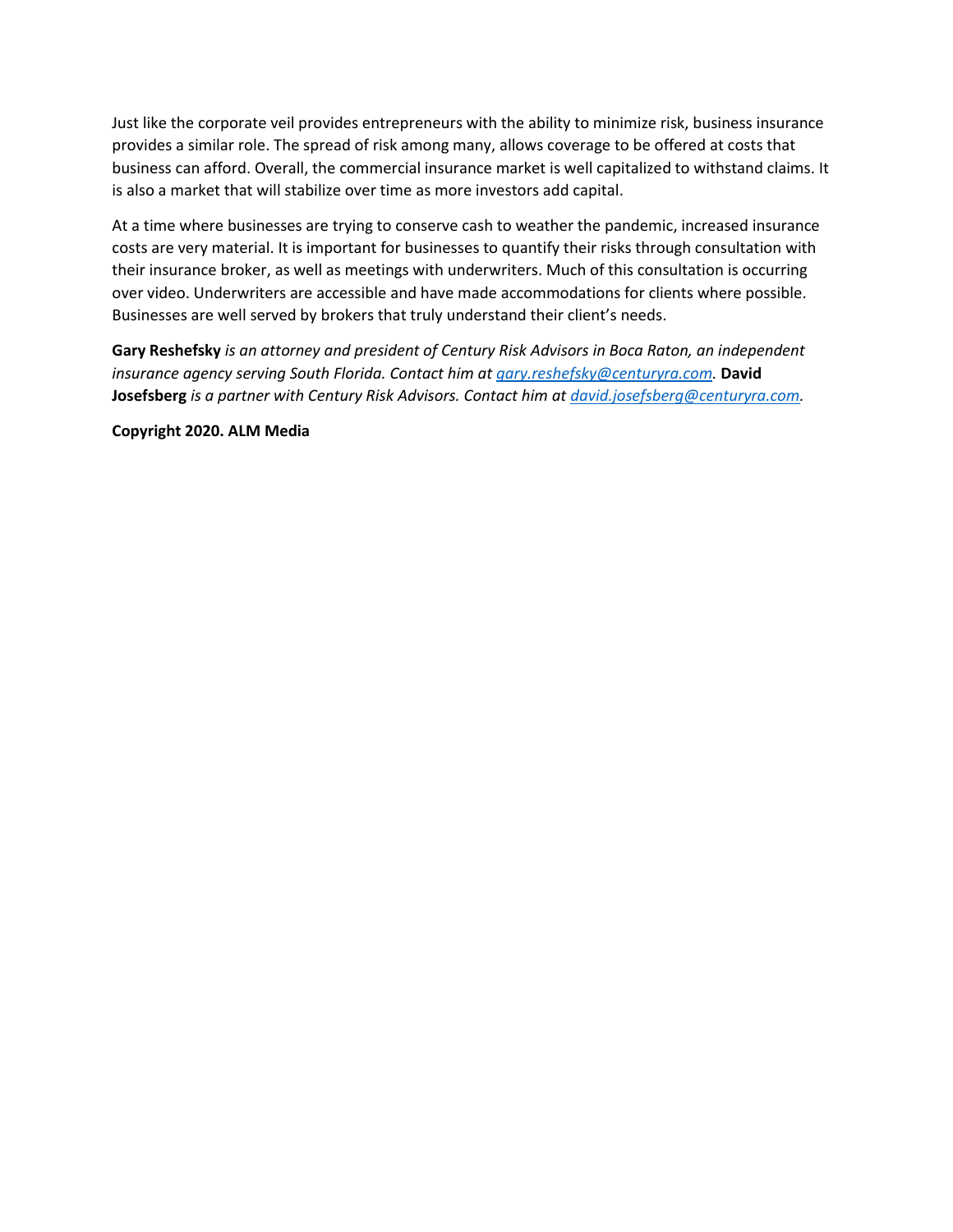Just like the corporate veil provides entrepreneurs with the ability to minimize risk, business insurance provides a similar role. The spread of risk among many, allows coverage to be offered at costs that business can afford. Overall, the commercial insurance market is well capitalized to withstand claims. It is also a market that will stabilize over time as more investors add capital.

At a time where businesses are trying to conserve cash to weather the pandemic, increased insurance costs are very material. It is important for businesses to quantify their risks through consultation with their insurance broker, as well as meetings with underwriters. Much of this consultation is occurring over video. Underwriters are accessible and have made accommodations for clients where possible. Businesses are well served by brokers that truly understand their client's needs.

**Gary Reshefsky** *is an attorney and president of Century Risk Advisors in Boca Raton, an independent insurance agency serving South Florida. Contact him at [gary.reshefsky@centuryra.com](mailto:gary.reshefsky@centuryra.com).* **David Josefsberg** *is a partner with Century Risk Advisors. Contact him at [david.josefsberg@centuryra.com](mailto:david.josefsberg@centuryra.com).*

**Copyright 2020. ALM Media**